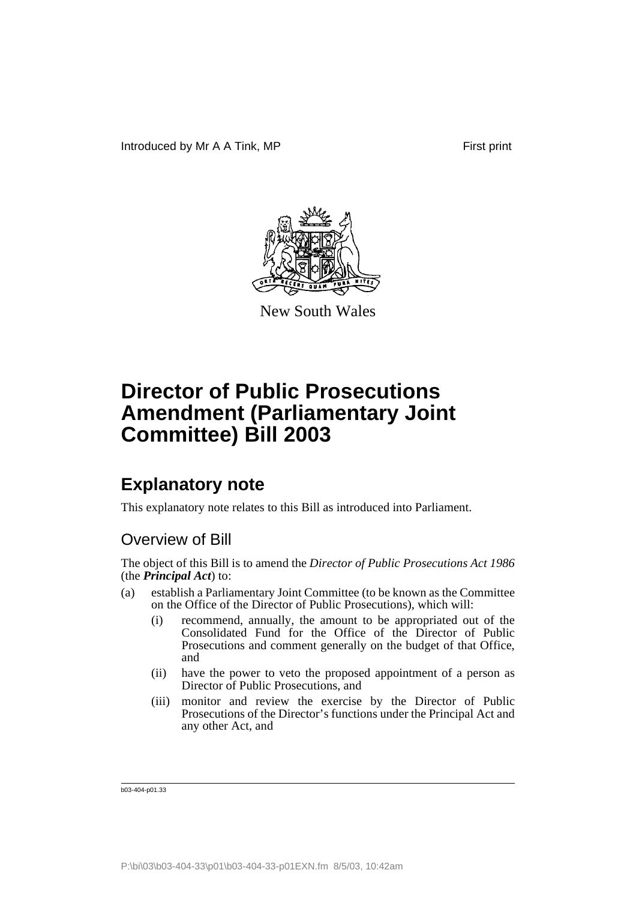Introduced by Mr A A Tink, MP First print

New South Wales

# Director of Public Prosecutions Amendment (Parliamentary Joint Committee) Bill 2003

## Explanatory note

This explanatory note relates to this Bill as introduced into Parliament.

### Overview of Bill

The object of this Bill is to amend the *Director of Public Prosecutions Act 1986* (the ***Principal Act***) to:

(a) establish a Parliamentary Joint Committee (to be known as the Committee on the Office of the Director of Public Prosecutions), which will:

    (i) recommend, annually, the amount to be appropriated out of the Consolidated Fund for the Office of the Director of Public Prosecutions and comment generally on the budget of that Office, and

    (ii) have the power to veto the proposed appointment of a person as Director of Public Prosecutions, and

    (iii) monitor and review the exercise by the Director of Public Prosecutions of the Director's functions under the Principal Act and any other Act, and

b03-404-p01.33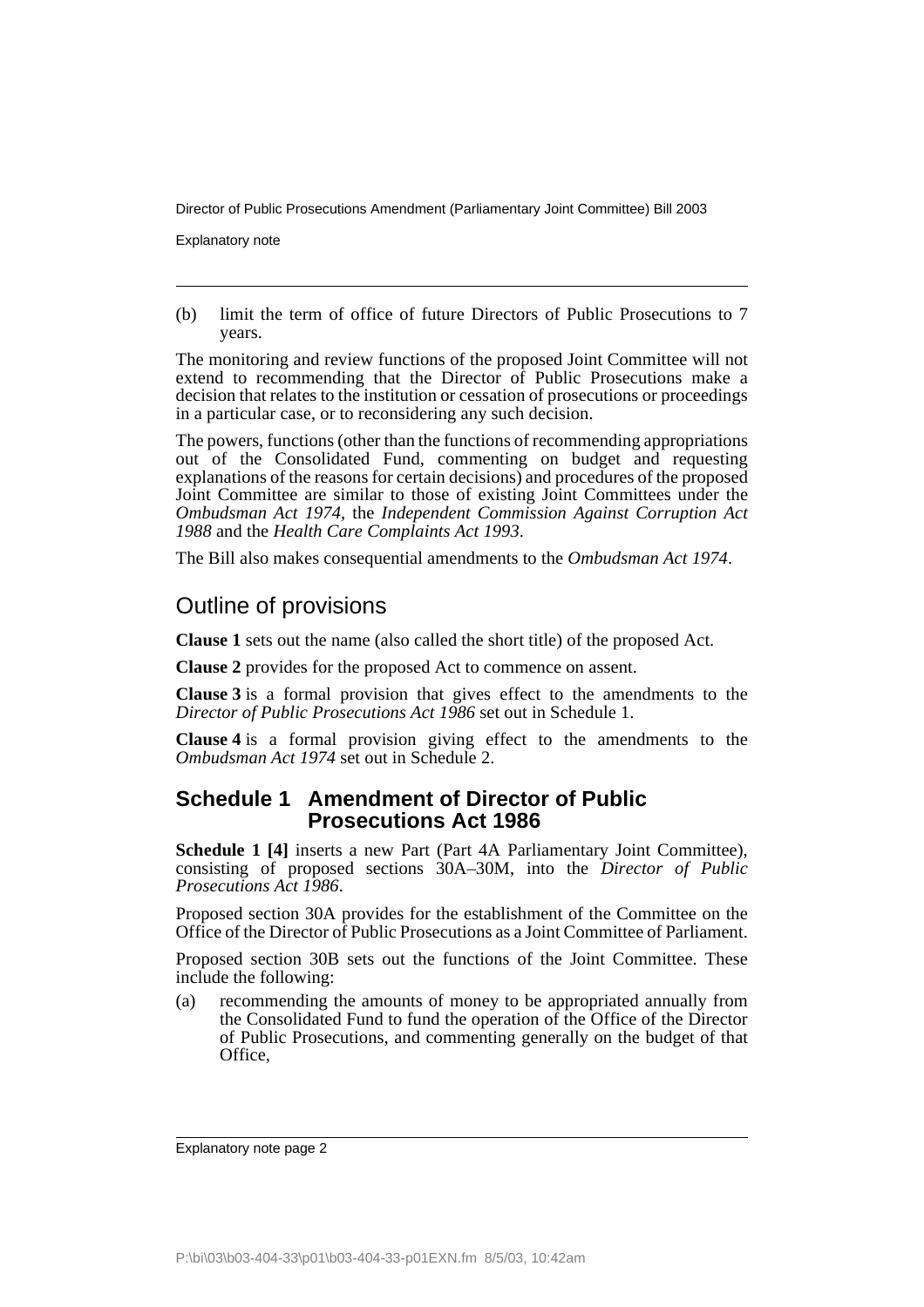(b) limit the term of office of future Directors of Public Prosecutions to 7 years.

The monitoring and review functions of the proposed Joint Committee will not extend to recommending that the Director of Public Prosecutions make a decision that relates to the institution or cessation of prosecutions or proceedings in a particular case, or to reconsidering any such decision.

The powers, functions (other than the functions of recommending appropriations out of the Consolidated Fund, commenting on budget and requesting explanations of the reasons for certain decisions) and procedures of the proposed Joint Committee are similar to those of existing Joint Committees under the *Ombudsman Act 1974*, the *Independent Commission Against Corruption Act 1988* and the *Health Care Complaints Act 1993*.

The Bill also makes consequential amendments to the *Ombudsman Act 1974*.

## Outline of provisions

**Clause 1** sets out the name (also called the short title) of the proposed Act.

**Clause 2** provides for the proposed Act to commence on assent.

**Clause 3** is a formal provision that gives effect to the amendments to the *Director of Public Prosecutions Act 1986* set out in Schedule 1.

**Clause 4** is a formal provision giving effect to the amendments to the *Ombudsman Act 1974* set out in Schedule 2.

### Schedule 1 Amendment of Director of Public Prosecutions Act 1986

**Schedule 1 [4]** inserts a new Part (Part 4A Parliamentary Joint Committee), consisting of proposed sections 30A–30M, into the *Director of Public Prosecutions Act 1986*.

Proposed section 30A provides for the establishment of the Committee on the Office of the Director of Public Prosecutions as a Joint Committee of Parliament.

Proposed section 30B sets out the functions of the Joint Committee. These include the following:

(a) recommending the amounts of money to be appropriated annually from the Consolidated Fund to fund the operation of the Office of the Director of Public Prosecutions, and commenting generally on the budget of that Office,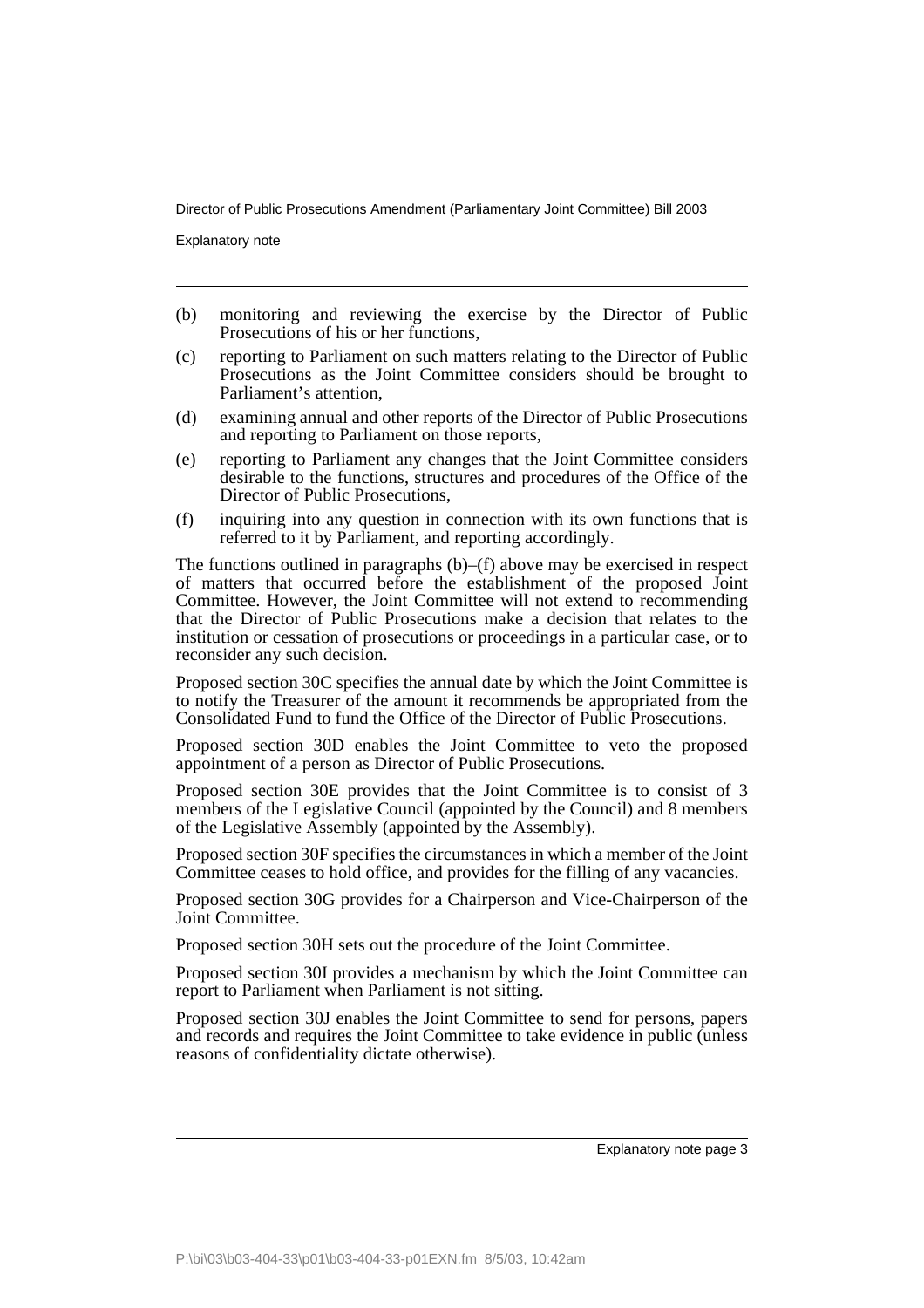(b) monitoring and reviewing the exercise by the Director of Public Prosecutions of his or her functions,

(c) reporting to Parliament on such matters relating to the Director of Public Prosecutions as the Joint Committee considers should be brought to Parliament's attention,

(d) examining annual and other reports of the Director of Public Prosecutions and reporting to Parliament on those reports,

(e) reporting to Parliament any changes that the Joint Committee considers desirable to the functions, structures and procedures of the Office of the Director of Public Prosecutions,

(f) inquiring into any question in connection with its own functions that is referred to it by Parliament, and reporting accordingly.

The functions outlined in paragraphs (b)–(f) above may be exercised in respect of matters that occurred before the establishment of the proposed Joint Committee. However, the Joint Committee will not extend to recommending that the Director of Public Prosecutions make a decision that relates to the institution or cessation of prosecutions or proceedings in a particular case, or to reconsider any such decision.

Proposed section 30C specifies the annual date by which the Joint Committee is to notify the Treasurer of the amount it recommends be appropriated from the Consolidated Fund to fund the Office of the Director of Public Prosecutions.

Proposed section 30D enables the Joint Committee to veto the proposed appointment of a person as Director of Public Prosecutions.

Proposed section 30E provides that the Joint Committee is to consist of 3 members of the Legislative Council (appointed by the Council) and 8 members of the Legislative Assembly (appointed by the Assembly).

Proposed section 30F specifies the circumstances in which a member of the Joint Committee ceases to hold office, and provides for the filling of any vacancies.

Proposed section 30G provides for a Chairperson and Vice-Chairperson of the Joint Committee.

Proposed section 30H sets out the procedure of the Joint Committee.

Proposed section 30I provides a mechanism by which the Joint Committee can report to Parliament when Parliament is not sitting.

Proposed section 30J enables the Joint Committee to send for persons, papers and records and requires the Joint Committee to take evidence in public (unless reasons of confidentiality dictate otherwise).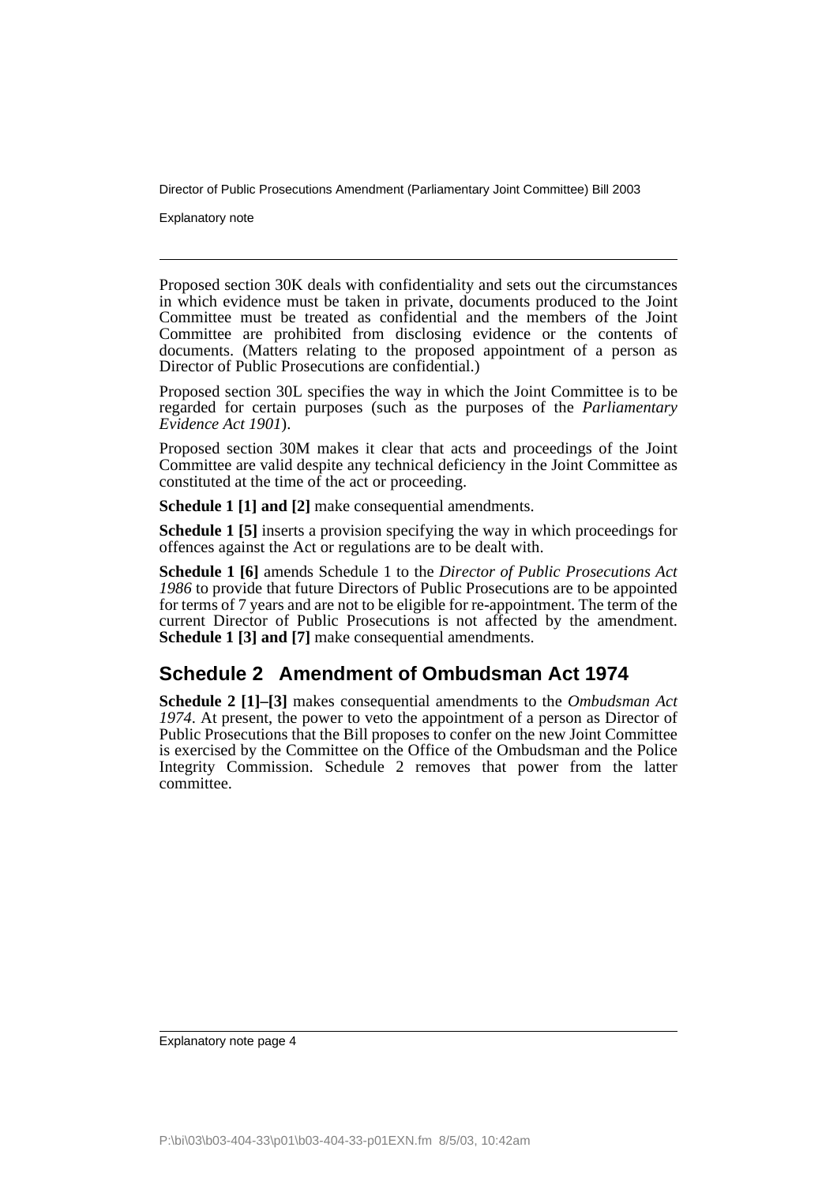Proposed section 30K deals with confidentiality and sets out the circumstances in which evidence must be taken in private, documents produced to the Joint Committee must be treated as confidential and the members of the Joint Committee are prohibited from disclosing evidence or the contents of documents. (Matters relating to the proposed appointment of a person as Director of Public Prosecutions are confidential.)

Proposed section 30L specifies the way in which the Joint Committee is to be regarded for certain purposes (such as the purposes of the *Parliamentary Evidence Act 1901*).

Proposed section 30M makes it clear that acts and proceedings of the Joint Committee are valid despite any technical deficiency in the Joint Committee as constituted at the time of the act or proceeding.

**Schedule 1 [1] and [2]** make consequential amendments.

**Schedule 1 [5]** inserts a provision specifying the way in which proceedings for offences against the Act or regulations are to be dealt with.

**Schedule 1 [6]** amends Schedule 1 to the *Director of Public Prosecutions Act 1986* to provide that future Directors of Public Prosecutions are to be appointed for terms of 7 years and are not to be eligible for re-appointment. The term of the current Director of Public Prosecutions is not affected by the amendment. **Schedule 1 [3] and [7]** make consequential amendments.

## Schedule 2 Amendment of Ombudsman Act 1974

**Schedule 2 [1]–[3]** makes consequential amendments to the *Ombudsman Act 1974*. At present, the power to veto the appointment of a person as Director of Public Prosecutions that the Bill proposes to confer on the new Joint Committee is exercised by the Committee on the Office of the Ombudsman and the Police Integrity Commission. Schedule 2 removes that power from the latter committee.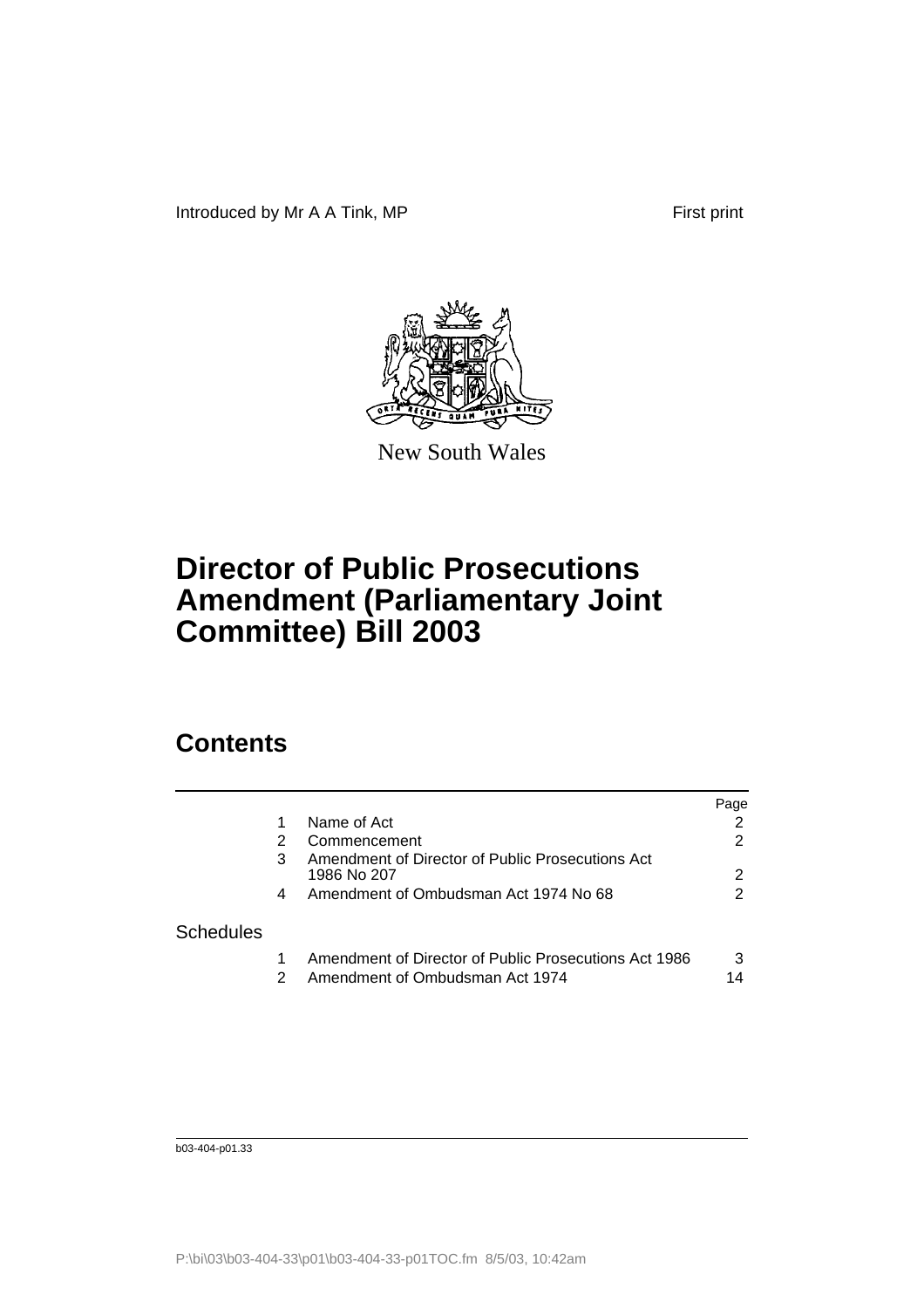Introduced by Mr A A Tink, MP First print

New South Wales

# Director of Public Prosecutions Amendment (Parliamentary Joint Committee) Bill 2003

## Contents

| | | | Page |
|---|---|---|---|
| | 1 | Name of Act | 2 |
| | 2 | Commencement | 2 |
| | 3 | Amendment of Director of Public Prosecutions Act 1986 No 207 | 2 |
| | 4 | Amendment of Ombudsman Act 1974 No 68 | 2 |
| Schedules | | | |
| | 1 | Amendment of Director of Public Prosecutions Act 1986 | 3 |
| | 2 | Amendment of Ombudsman Act 1974 | 14 |

b03-404-p01.33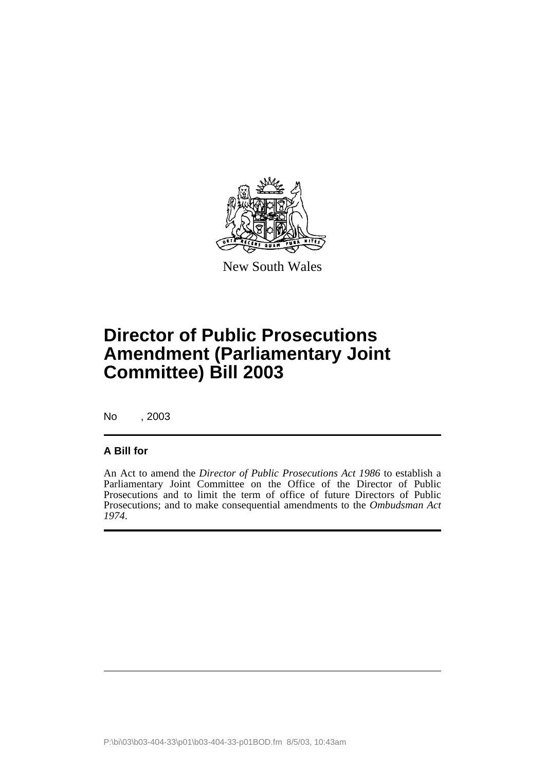New South Wales

# Director of Public Prosecutions Amendment (Parliamentary Joint Committee) Bill 2003

No , 2003

**A Bill for**

An Act to amend the *Director of Public Prosecutions Act 1986* to establish a Parliamentary Joint Committee on the Office of the Director of Public Prosecutions and to limit the term of office of future Directors of Public Prosecutions; and to make consequential amendments to the *Ombudsman Act 1974*.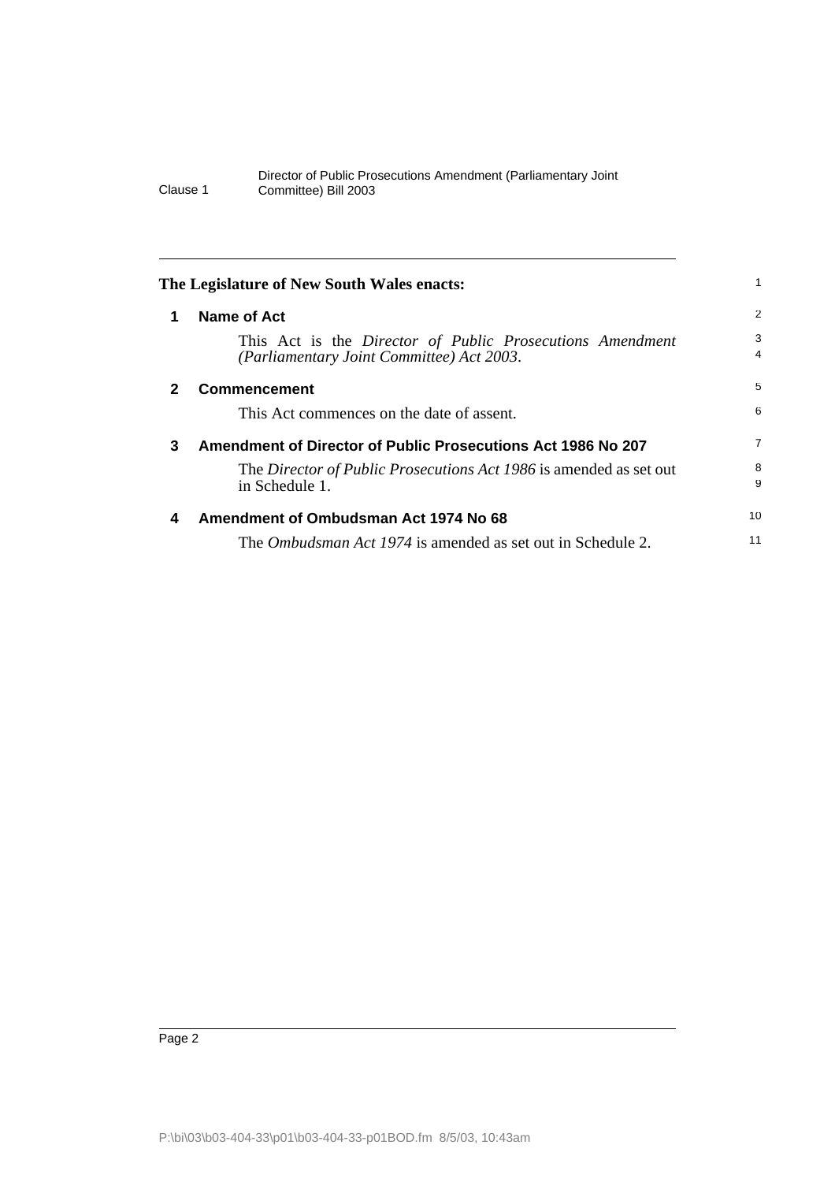**The Legislature of New South Wales enacts:**

## 1 Name of Act

This Act is the *Director of Public Prosecutions Amendment (Parliamentary Joint Committee) Act 2003*.

## 2 Commencement

This Act commences on the date of assent.

## 3 Amendment of Director of Public Prosecutions Act 1986 No 207

The *Director of Public Prosecutions Act 1986* is amended as set out in Schedule 1.

## 4 Amendment of Ombudsman Act 1974 No 68

The *Ombudsman Act 1974* is amended as set out in Schedule 2.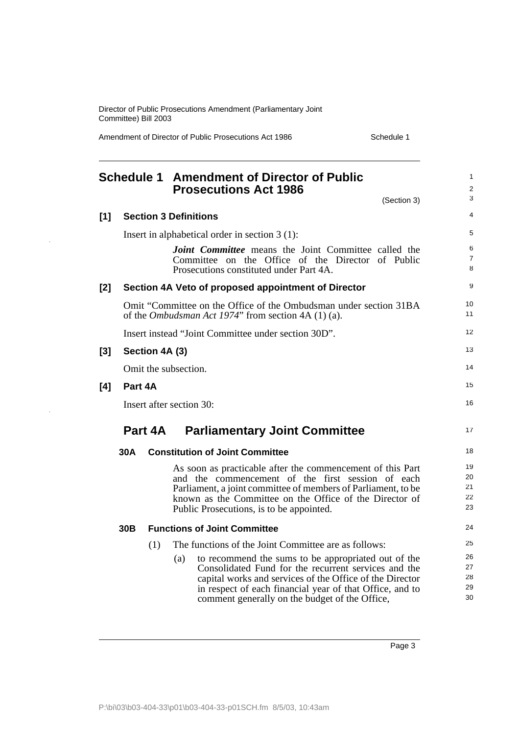# Schedule 1 Amendment of Director of Public Prosecutions Act 1986

(Section 3)

### [1] Section 3 Definitions

Insert in alphabetical order in section 3 (1):

> ***Joint Committee*** means the Joint Committee called the Committee on the Office of the Director of Public Prosecutions constituted under Part 4A.

### [2] Section 4A Veto of proposed appointment of Director

Omit "Committee on the Office of the Ombudsman under section 31BA of the *Ombudsman Act 1974*" from section 4A (1) (a).

Insert instead "Joint Committee under section 30D".

### [3] Section 4A (3)

Omit the subsection.

### [4] Part 4A

Insert after section 30:

## Part 4A Parliamentary Joint Committee

### 30A Constitution of Joint Committee

As soon as practicable after the commencement of this Part and the commencement of the first session of each Parliament, a joint committee of members of Parliament, to be known as the Committee on the Office of the Director of Public Prosecutions, is to be appointed.

### 30B Functions of Joint Committee

(1) The functions of the Joint Committee are as follows:

(a) to recommend the sums to be appropriated out of the Consolidated Fund for the recurrent services and the capital works and services of the Office of the Director in respect of each financial year of that Office, and to comment generally on the budget of the Office,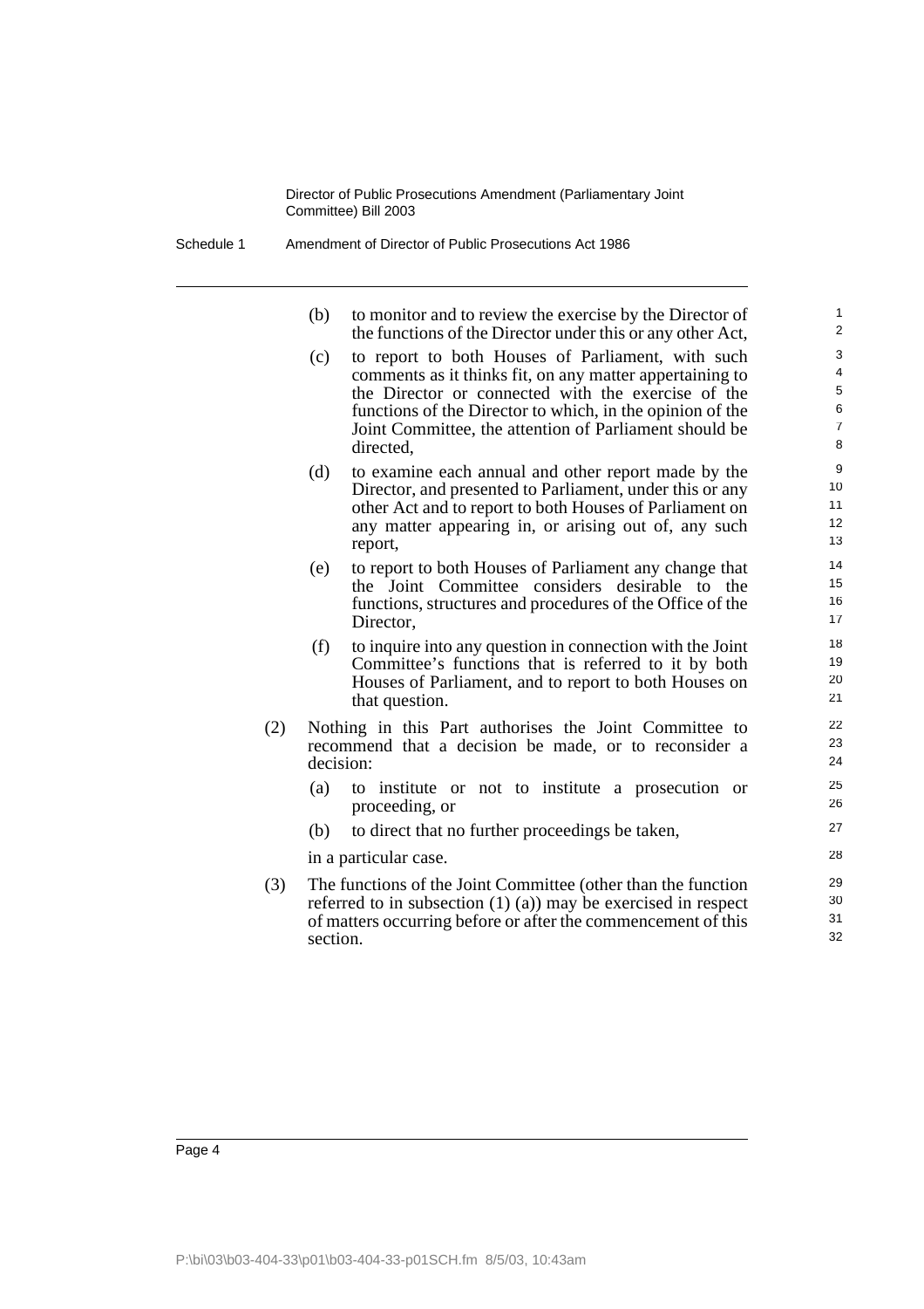(b) to monitor and to review the exercise by the Director of the functions of the Director under this or any other Act,

(c) to report to both Houses of Parliament, with such comments as it thinks fit, on any matter appertaining to the Director or connected with the exercise of the functions of the Director to which, in the opinion of the Joint Committee, the attention of Parliament should be directed,

(d) to examine each annual and other report made by the Director, and presented to Parliament, under this or any other Act and to report to both Houses of Parliament on any matter appearing in, or arising out of, any such report,

(e) to report to both Houses of Parliament any change that the Joint Committee considers desirable to the functions, structures and procedures of the Office of the Director,

(f) to inquire into any question in connection with the Joint Committee's functions that is referred to it by both Houses of Parliament, and to report to both Houses on that question.

(2) Nothing in this Part authorises the Joint Committee to recommend that a decision be made, or to reconsider a decision:

(a) to institute or not to institute a prosecution or proceeding, or

(b) to direct that no further proceedings be taken,

in a particular case.

(3) The functions of the Joint Committee (other than the function referred to in subsection (1) (a)) may be exercised in respect of matters occurring before or after the commencement of this section.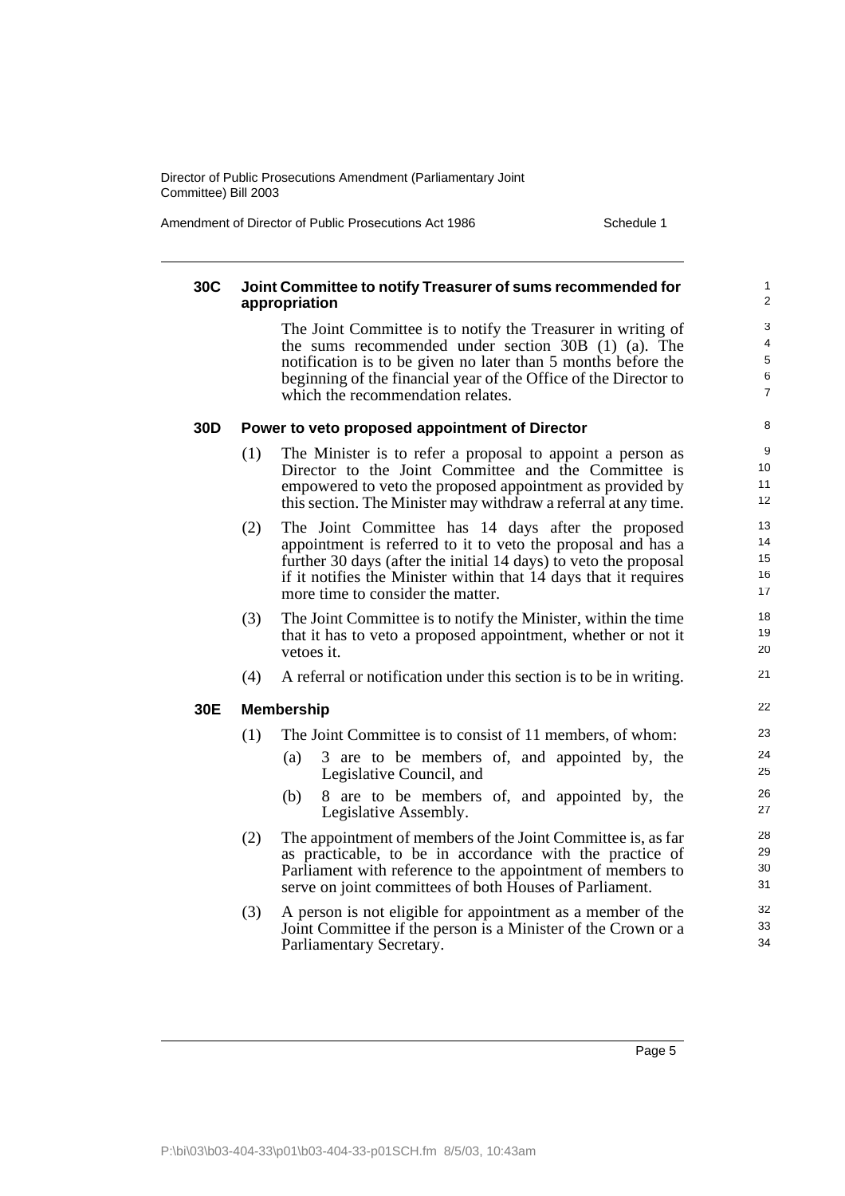### 30C Joint Committee to notify Treasurer of sums recommended for appropriation

The Joint Committee is to notify the Treasurer in writing of the sums recommended under section 30B (1) (a). The notification is to be given no later than 5 months before the beginning of the financial year of the Office of the Director to which the recommendation relates.

### 30D Power to veto proposed appointment of Director

(1) The Minister is to refer a proposal to appoint a person as Director to the Joint Committee and the Committee is empowered to veto the proposed appointment as provided by this section. The Minister may withdraw a referral at any time.

(2) The Joint Committee has 14 days after the proposed appointment is referred to it to veto the proposal and has a further 30 days (after the initial 14 days) to veto the proposal if it notifies the Minister within that 14 days that it requires more time to consider the matter.

(3) The Joint Committee is to notify the Minister, within the time that it has to veto a proposed appointment, whether or not it vetoes it.

(4) A referral or notification under this section is to be in writing.

### 30E Membership

(1) The Joint Committee is to consist of 11 members, of whom:

- (a) 3 are to be members of, and appointed by, the Legislative Council, and
- (b) 8 are to be members of, and appointed by, the Legislative Assembly.

(2) The appointment of members of the Joint Committee is, as far as practicable, to be in accordance with the practice of Parliament with reference to the appointment of members to serve on joint committees of both Houses of Parliament.

(3) A person is not eligible for appointment as a member of the Joint Committee if the person is a Minister of the Crown or a Parliamentary Secretary.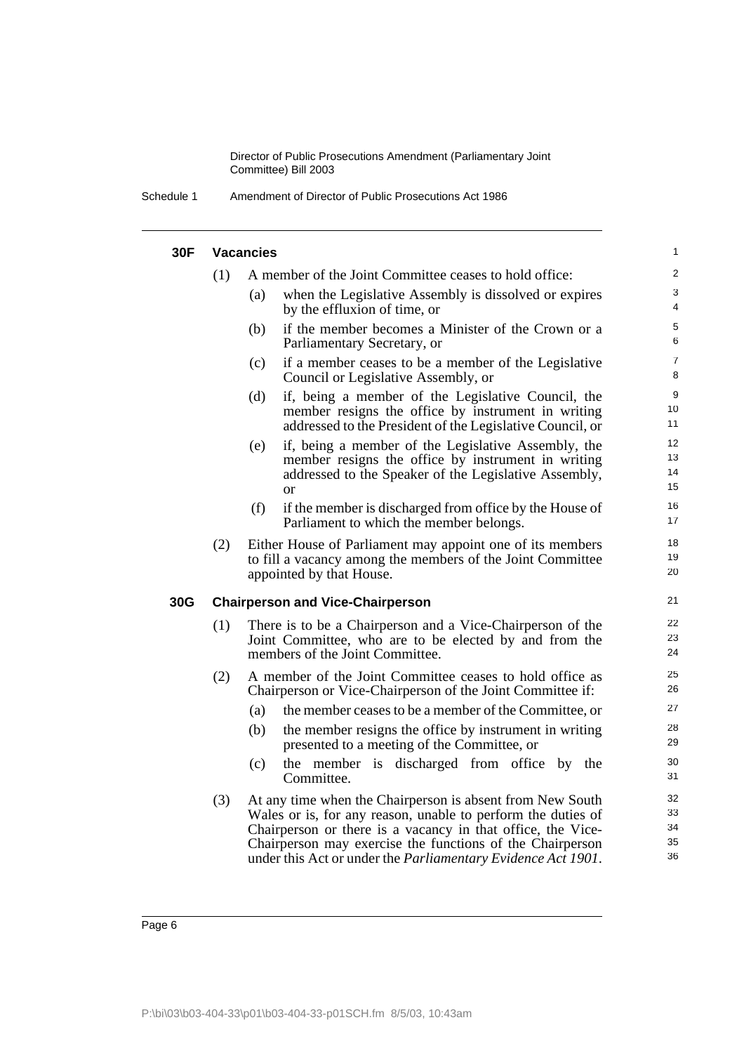#### 30F Vacancies

(1) A member of the Joint Committee ceases to hold office:

(a) when the Legislative Assembly is dissolved or expires by the effluxion of time, or

(b) if the member becomes a Minister of the Crown or a Parliamentary Secretary, or

(c) if a member ceases to be a member of the Legislative Council or Legislative Assembly, or

(d) if, being a member of the Legislative Council, the member resigns the office by instrument in writing addressed to the President of the Legislative Council, or

(e) if, being a member of the Legislative Assembly, the member resigns the office by instrument in writing addressed to the Speaker of the Legislative Assembly, or

(f) if the member is discharged from office by the House of Parliament to which the member belongs.

(2) Either House of Parliament may appoint one of its members to fill a vacancy among the members of the Joint Committee appointed by that House.

#### 30G Chairperson and Vice-Chairperson

(1) There is to be a Chairperson and a Vice-Chairperson of the Joint Committee, who are to be elected by and from the members of the Joint Committee.

(2) A member of the Joint Committee ceases to hold office as Chairperson or Vice-Chairperson of the Joint Committee if:

(a) the member ceases to be a member of the Committee, or

(b) the member resigns the office by instrument in writing presented to a meeting of the Committee, or

(c) the member is discharged from office by the Committee.

(3) At any time when the Chairperson is absent from New South Wales or is, for any reason, unable to perform the duties of Chairperson or there is a vacancy in that office, the Vice-Chairperson may exercise the functions of the Chairperson under this Act or under the *Parliamentary Evidence Act 1901*.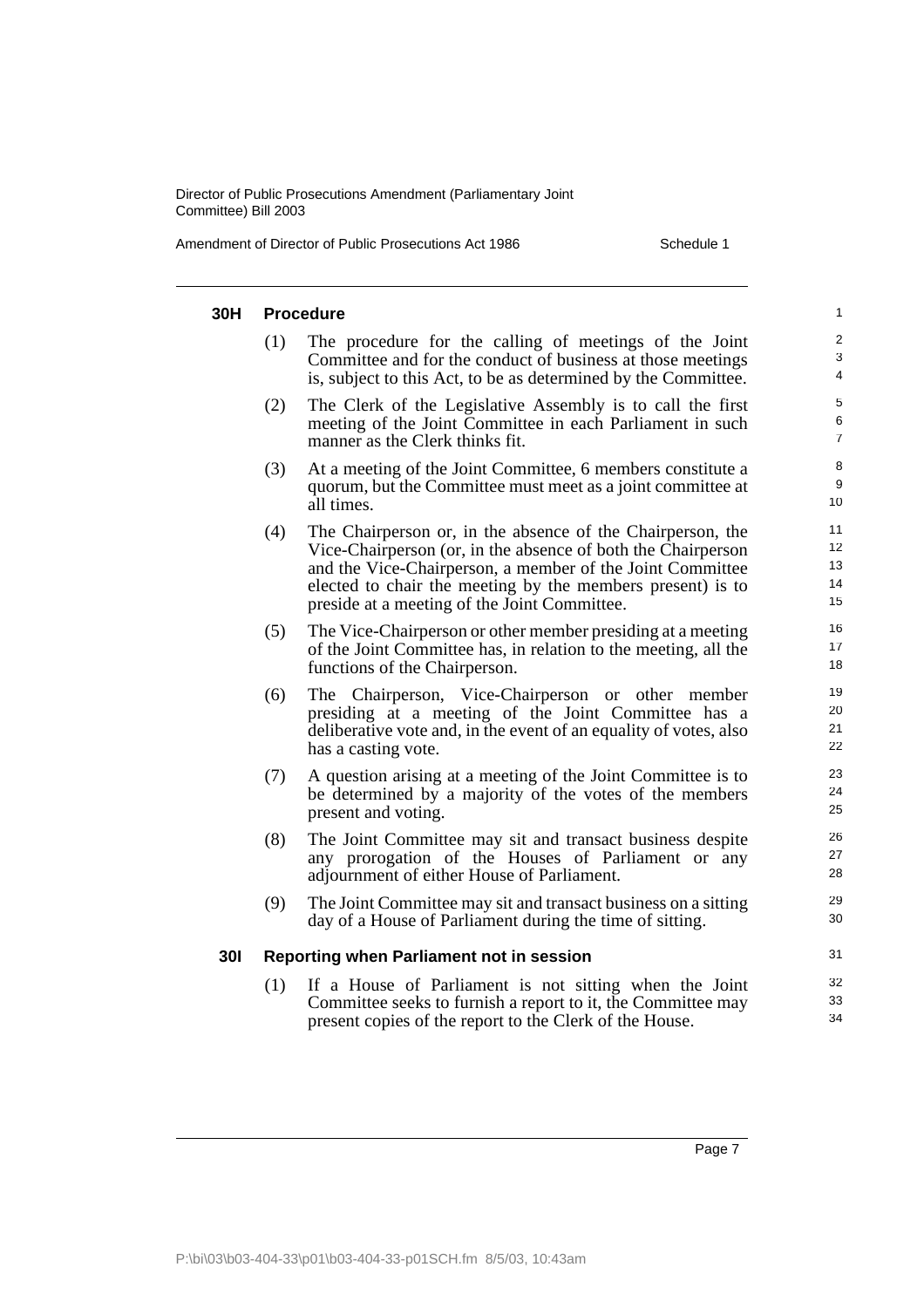#### 30H Procedure

(1) The procedure for the calling of meetings of the Joint Committee and for the conduct of business at those meetings is, subject to this Act, to be as determined by the Committee.

(2) The Clerk of the Legislative Assembly is to call the first meeting of the Joint Committee in each Parliament in such manner as the Clerk thinks fit.

(3) At a meeting of the Joint Committee, 6 members constitute a quorum, but the Committee must meet as a joint committee at all times.

(4) The Chairperson or, in the absence of the Chairperson, the Vice-Chairperson (or, in the absence of both the Chairperson and the Vice-Chairperson, a member of the Joint Committee elected to chair the meeting by the members present) is to preside at a meeting of the Joint Committee.

(5) The Vice-Chairperson or other member presiding at a meeting of the Joint Committee has, in relation to the meeting, all the functions of the Chairperson.

(6) The Chairperson, Vice-Chairperson or other member presiding at a meeting of the Joint Committee has a deliberative vote and, in the event of an equality of votes, also has a casting vote.

(7) A question arising at a meeting of the Joint Committee is to be determined by a majority of the votes of the members present and voting.

(8) The Joint Committee may sit and transact business despite any prorogation of the Houses of Parliament or any adjournment of either House of Parliament.

(9) The Joint Committee may sit and transact business on a sitting day of a House of Parliament during the time of sitting.

#### 30I Reporting when Parliament not in session

(1) If a House of Parliament is not sitting when the Joint Committee seeks to furnish a report to it, the Committee may present copies of the report to the Clerk of the House.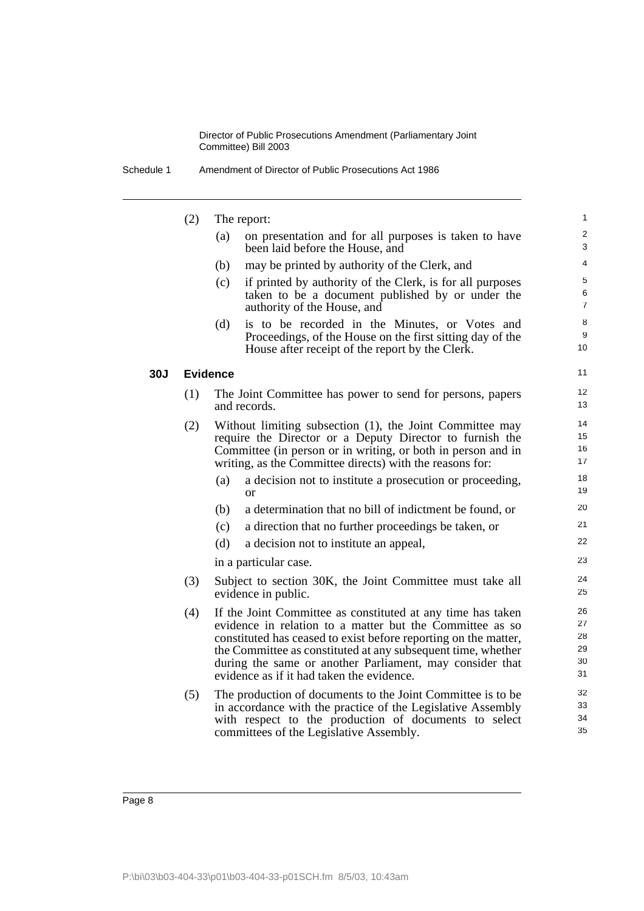(2) The report:

(a) on presentation and for all purposes is taken to have been laid before the House, and

(b) may be printed by authority of the Clerk, and

(c) if printed by authority of the Clerk, is for all purposes taken to be a document published by or under the authority of the House, and

(d) is to be recorded in the Minutes, or Votes and Proceedings, of the House on the first sitting day of the House after receipt of the report by the Clerk.

### 30J Evidence

(1) The Joint Committee has power to send for persons, papers and records.

(2) Without limiting subsection (1), the Joint Committee may require the Director or a Deputy Director to furnish the Committee (in person or in writing, or both in person and in writing, as the Committee directs) with the reasons for:

(a) a decision not to institute a prosecution or proceeding, or

(b) a determination that no bill of indictment be found, or

(c) a direction that no further proceedings be taken, or

(d) a decision not to institute an appeal,

in a particular case.

(3) Subject to section 30K, the Joint Committee must take all evidence in public.

(4) If the Joint Committee as constituted at any time has taken evidence in relation to a matter but the Committee as so constituted has ceased to exist before reporting on the matter, the Committee as constituted at any subsequent time, whether during the same or another Parliament, may consider that evidence as if it had taken the evidence.

(5) The production of documents to the Joint Committee is to be in accordance with the practice of the Legislative Assembly with respect to the production of documents to select committees of the Legislative Assembly.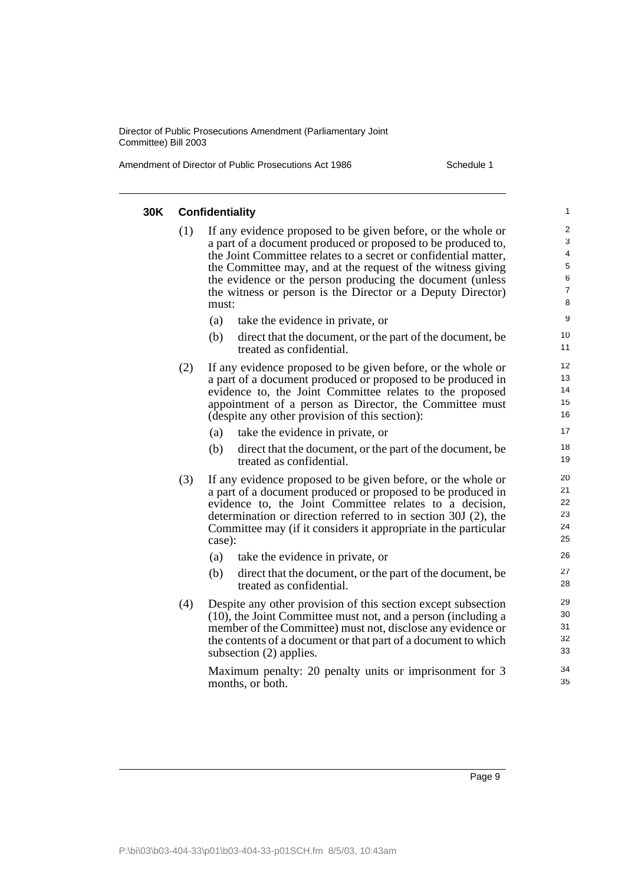### 30K Confidentiality

(1) If any evidence proposed to be given before, or the whole or a part of a document produced or proposed to be produced to, the Joint Committee relates to a secret or confidential matter, the Committee may, and at the request of the witness giving the evidence or the person producing the document (unless the witness or person is the Director or a Deputy Director) must:

(a) take the evidence in private, or

(b) direct that the document, or the part of the document, be treated as confidential.

(2) If any evidence proposed to be given before, or the whole or a part of a document produced or proposed to be produced in evidence to, the Joint Committee relates to the proposed appointment of a person as Director, the Committee must (despite any other provision of this section):

(a) take the evidence in private, or

(b) direct that the document, or the part of the document, be treated as confidential.

(3) If any evidence proposed to be given before, or the whole or a part of a document produced or proposed to be produced in evidence to, the Joint Committee relates to a decision, determination or direction referred to in section 30J (2), the Committee may (if it considers it appropriate in the particular case):

(a) take the evidence in private, or

(b) direct that the document, or the part of the document, be treated as confidential.

(4) Despite any other provision of this section except subsection (10), the Joint Committee must not, and a person (including a member of the Committee) must not, disclose any evidence or the contents of a document or that part of a document to which subsection (2) applies.

Maximum penalty: 20 penalty units or imprisonment for 3 months, or both.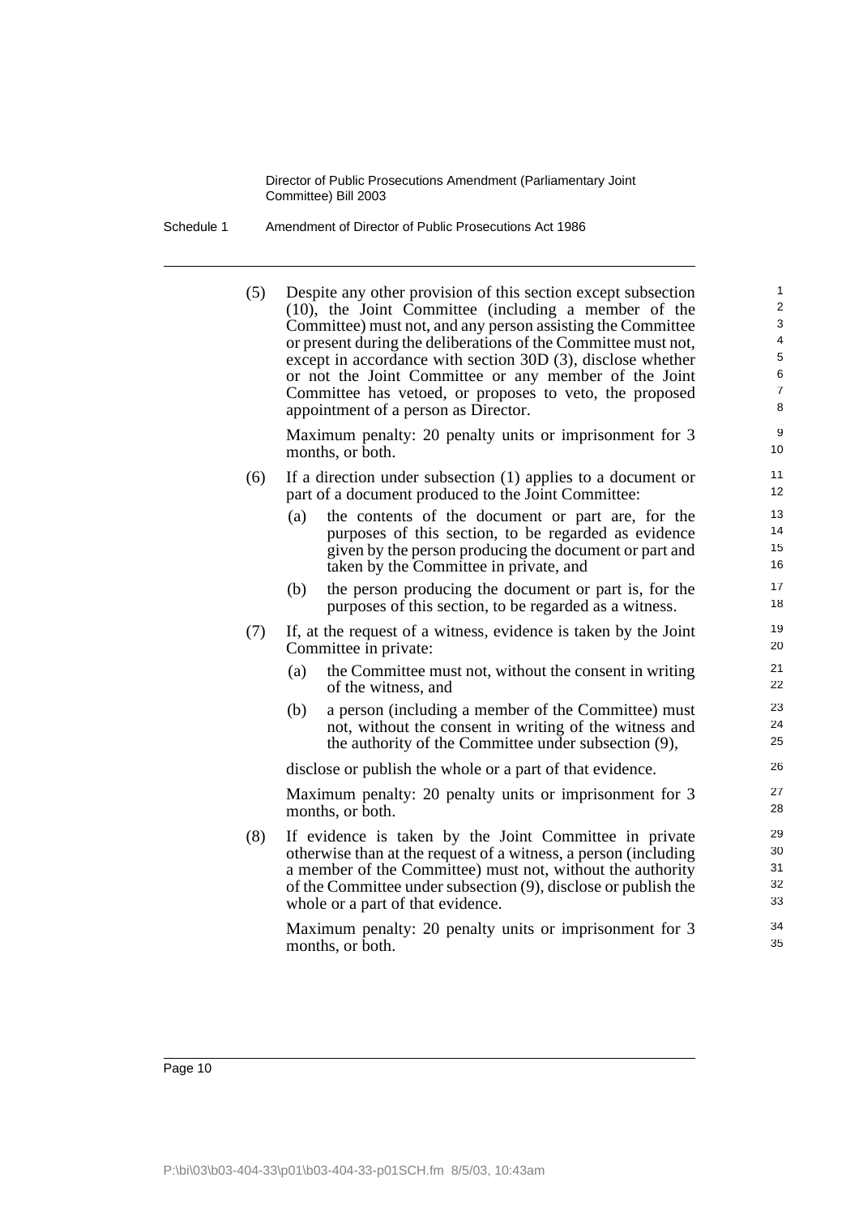(5) Despite any other provision of this section except subsection (10), the Joint Committee (including a member of the Committee) must not, and any person assisting the Committee or present during the deliberations of the Committee must not, except in accordance with section 30D (3), disclose whether or not the Joint Committee or any member of the Joint Committee has vetoed, or proposes to veto, the proposed appointment of a person as Director.

Maximum penalty: 20 penalty units or imprisonment for 3 months, or both.

(6) If a direction under subsection (1) applies to a document or part of a document produced to the Joint Committee:

- (a) the contents of the document or part are, for the purposes of this section, to be regarded as evidence given by the person producing the document or part and taken by the Committee in private, and
- (b) the person producing the document or part is, for the purposes of this section, to be regarded as a witness.

(7) If, at the request of a witness, evidence is taken by the Joint Committee in private:

- (a) the Committee must not, without the consent in writing of the witness, and
- (b) a person (including a member of the Committee) must not, without the consent in writing of the witness and the authority of the Committee under subsection (9),

disclose or publish the whole or a part of that evidence.

Maximum penalty: 20 penalty units or imprisonment for 3 months, or both.

(8) If evidence is taken by the Joint Committee in private otherwise than at the request of a witness, a person (including a member of the Committee) must not, without the authority of the Committee under subsection (9), disclose or publish the whole or a part of that evidence.

Maximum penalty: 20 penalty units or imprisonment for 3 months, or both.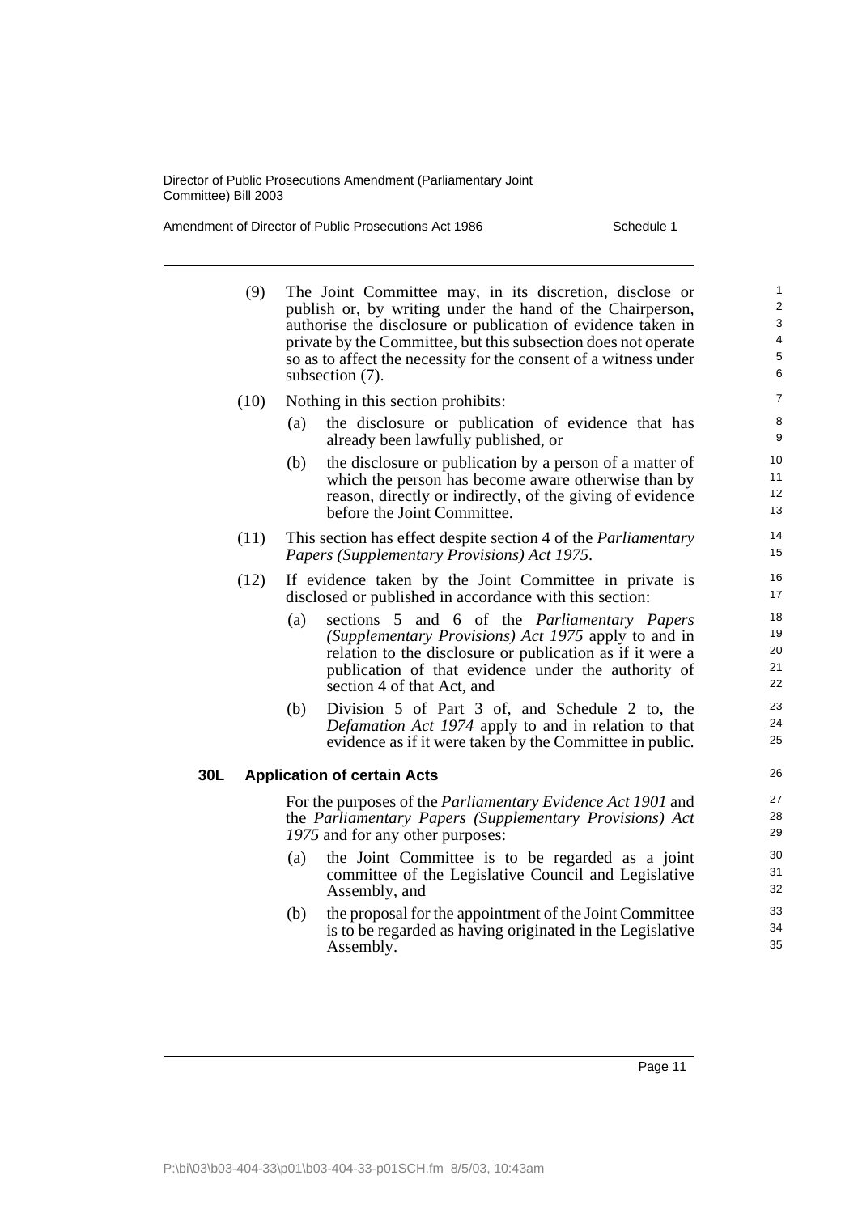(9) The Joint Committee may, in its discretion, disclose or publish or, by writing under the hand of the Chairperson, authorise the disclosure or publication of evidence taken in private by the Committee, but this subsection does not operate so as to affect the necessity for the consent of a witness under subsection (7).

(10) Nothing in this section prohibits:

(a) the disclosure or publication of evidence that has already been lawfully published, or

(b) the disclosure or publication by a person of a matter of which the person has become aware otherwise than by reason, directly or indirectly, of the giving of evidence before the Joint Committee.

(11) This section has effect despite section 4 of the *Parliamentary Papers (Supplementary Provisions) Act 1975*.

(12) If evidence taken by the Joint Committee in private is disclosed or published in accordance with this section:

(a) sections 5 and 6 of the *Parliamentary Papers (Supplementary Provisions) Act 1975* apply to and in relation to the disclosure or publication as if it were a publication of that evidence under the authority of section 4 of that Act, and

(b) Division 5 of Part 3 of, and Schedule 2 to, the *Defamation Act 1974* apply to and in relation to that evidence as if it were taken by the Committee in public.

**30L Application of certain Acts**

For the purposes of the *Parliamentary Evidence Act 1901* and the *Parliamentary Papers (Supplementary Provisions) Act 1975* and for any other purposes:

(a) the Joint Committee is to be regarded as a joint committee of the Legislative Council and Legislative Assembly, and

(b) the proposal for the appointment of the Joint Committee is to be regarded as having originated in the Legislative Assembly.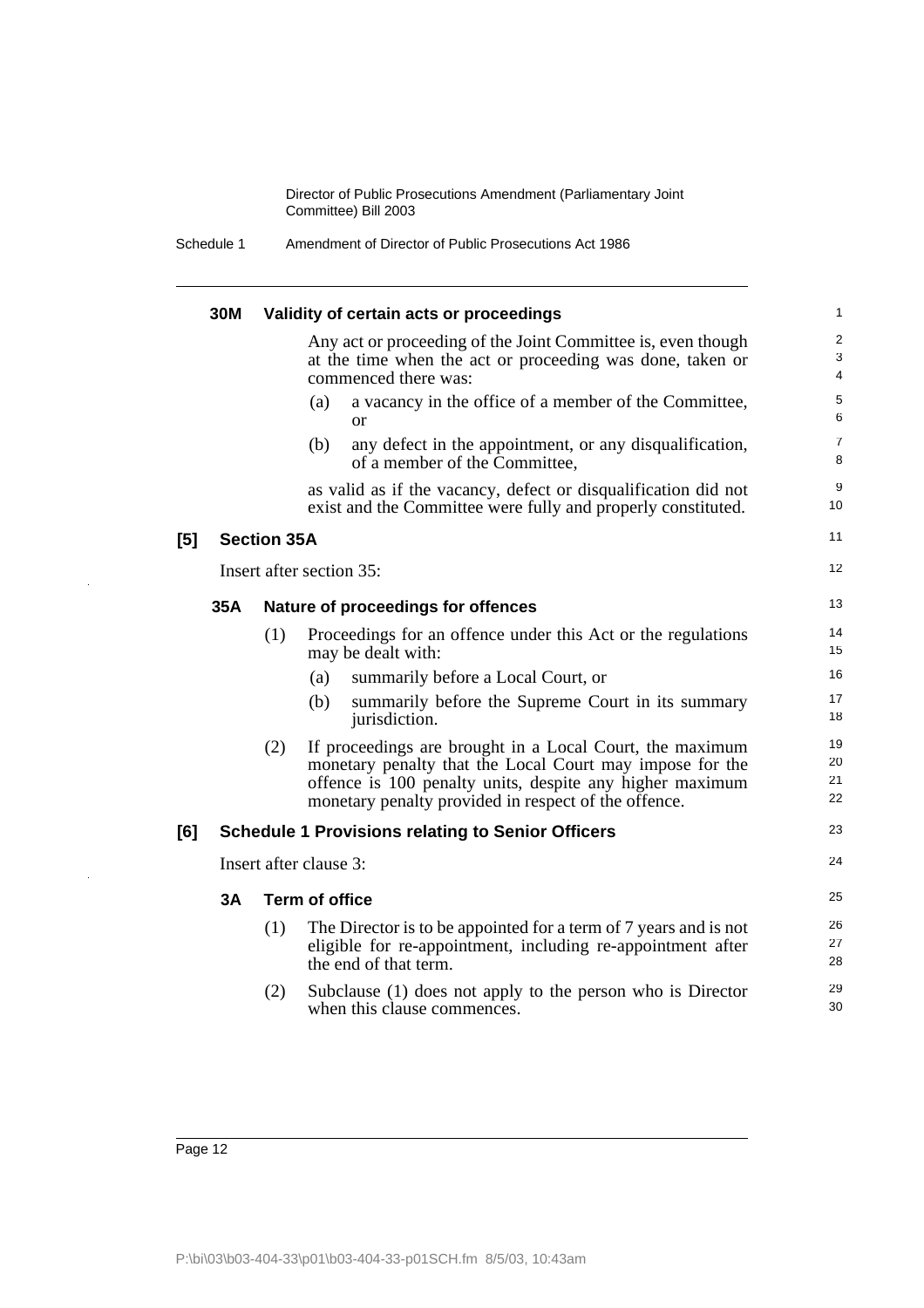### 30M Validity of certain acts or proceedings

Any act or proceeding of the Joint Committee is, even though at the time when the act or proceeding was done, taken or commenced there was:

(a) a vacancy in the office of a member of the Committee, or

(b) any defect in the appointment, or any disqualification, of a member of the Committee,

as valid as if the vacancy, defect or disqualification did not exist and the Committee were fully and properly constituted.

## [5] Section 35A

Insert after section 35:

### 35A Nature of proceedings for offences

(1) Proceedings for an offence under this Act or the regulations may be dealt with:

(a) summarily before a Local Court, or

(b) summarily before the Supreme Court in its summary jurisdiction.

(2) If proceedings are brought in a Local Court, the maximum monetary penalty that the Local Court may impose for the offence is 100 penalty units, despite any higher maximum monetary penalty provided in respect of the offence.

## [6] Schedule 1 Provisions relating to Senior Officers

Insert after clause 3:

### 3A Term of office

(1) The Director is to be appointed for a term of 7 years and is not eligible for re-appointment, including re-appointment after the end of that term.

(2) Subclause (1) does not apply to the person who is Director when this clause commences.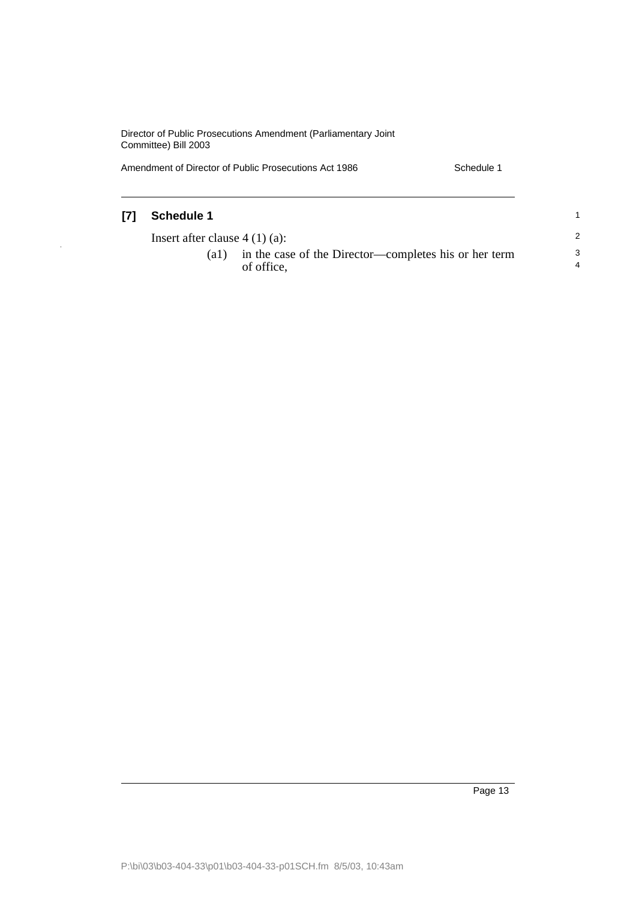**[7] Schedule 1**

Insert after clause 4 (1) (a):

(a1) in the case of the Director—completes his or her term of office,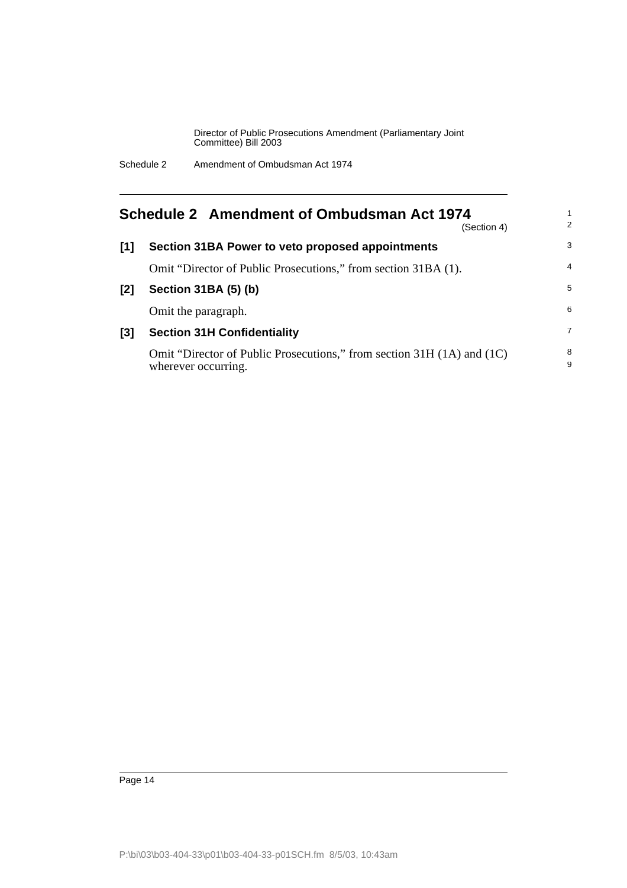## Schedule 2 Amendment of Ombudsman Act 1974

(Section 4)

**[1] Section 31BA Power to veto proposed appointments**

Omit "Director of Public Prosecutions," from section 31BA (1).

**[2] Section 31BA (5) (b)**

Omit the paragraph.

**[3] Section 31H Confidentiality**

Omit "Director of Public Prosecutions," from section 31H (1A) and (1C) wherever occurring.